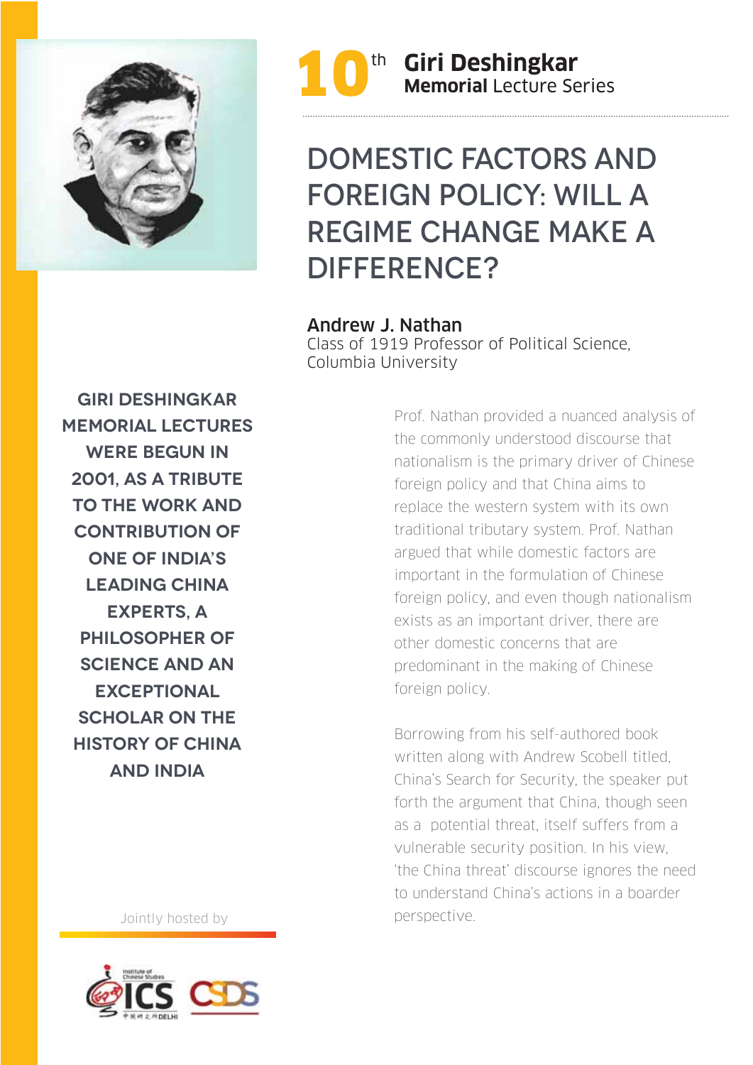10th **Giri Deshingkar** **Memorial** Lecture Series

# DOMESTIC FACTORS AND FOREIGN POLICY: WILL A REGIME CHANGE MAKE A DIFFERENCE?

**Andrew J. Nathan**
Class of 1919 Professor of Political Science, Columbia University

**GIRI DESHINGKAR MEMORIAL LECTURES WERE BEGUN IN 2001, AS A TRIBUTE TO THE WORK AND CONTRIBUTION OF ONE OF INDIA'S LEADING CHINA EXPERTS, A PHILOSOPHER OF SCIENCE AND AN EXCEPTIONAL SCHOLAR ON THE HISTORY OF CHINA AND INDIA**

Prof. Nathan provided a nuanced analysis of the commonly understood discourse that nationalism is the primary driver of Chinese foreign policy and that China aims to replace the western system with its own traditional tributary system. Prof. Nathan argued that while domestic factors are important in the formulation of Chinese foreign policy, and even though nationalism exists as an important driver, there are other domestic concerns that are predominant in the making of Chinese foreign policy.

Borrowing from his self-authored book written along with Andrew Scobell titled, China's Search for Security, the speaker put forth the argument that China, though seen as a potential threat, itself suffers from a vulnerable security position. In his view, 'the China threat' discourse ignores the need to understand China's actions in a boarder perspective.

Jointly hosted by

ICS CSDS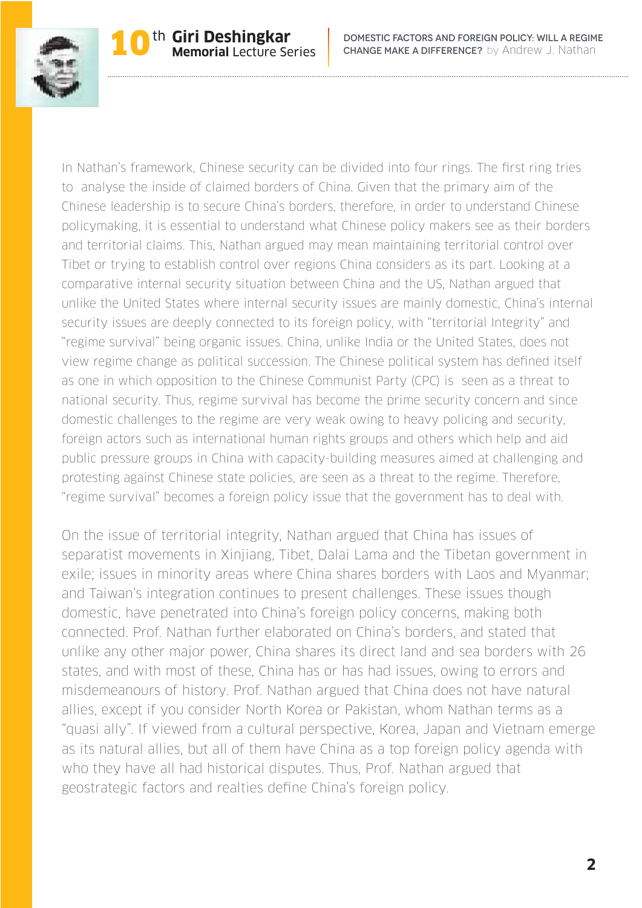In Nathan's framework, Chinese security can be divided into four rings. The first ring tries to analyse the inside of claimed borders of China. Given that the primary aim of the Chinese leadership is to secure China's borders, therefore, in order to understand Chinese policymaking, it is essential to understand what Chinese policy makers see as their borders and territorial claims. This, Nathan argued may mean maintaining territorial control over Tibet or trying to establish control over regions China considers as its part. Looking at a comparative internal security situation between China and the US, Nathan argued that unlike the United States where internal security issues are mainly domestic, China's internal security issues are deeply connected to its foreign policy, with "territorial Integrity" and "regime survival" being organic issues. China, unlike India or the United States, does not view regime change as political succession. The Chinese political system has defined itself as one in which opposition to the Chinese Communist Party (CPC) is seen as a threat to national security. Thus, regime survival has become the prime security concern and since domestic challenges to the regime are very weak owing to heavy policing and security, foreign actors such as international human rights groups and others which help and aid public pressure groups in China with capacity-building measures aimed at challenging and protesting against Chinese state policies, are seen as a threat to the regime. Therefore, "regime survival" becomes a foreign policy issue that the government has to deal with.

On the issue of territorial integrity, Nathan argued that China has issues of separatist movements in Xinjiang, Tibet, Dalai Lama and the Tibetan government in exile; issues in minority areas where China shares borders with Laos and Myanmar; and Taiwan's integration continues to present challenges. These issues though domestic, have penetrated into China's foreign policy concerns, making both connected. Prof. Nathan further elaborated on China's borders, and stated that unlike any other major power, China shares its direct land and sea borders with 26 states, and with most of these, China has or has had issues, owing to errors and misdemeanours of history. Prof. Nathan argued that China does not have natural allies, except if you consider North Korea or Pakistan, whom Nathan terms as a "quasi ally". If viewed from a cultural perspective, Korea, Japan and Vietnam emerge as its natural allies, but all of them have China as a top foreign policy agenda with who they have all had historical disputes. Thus, Prof. Nathan argued that geostrategic factors and realties define China's foreign policy.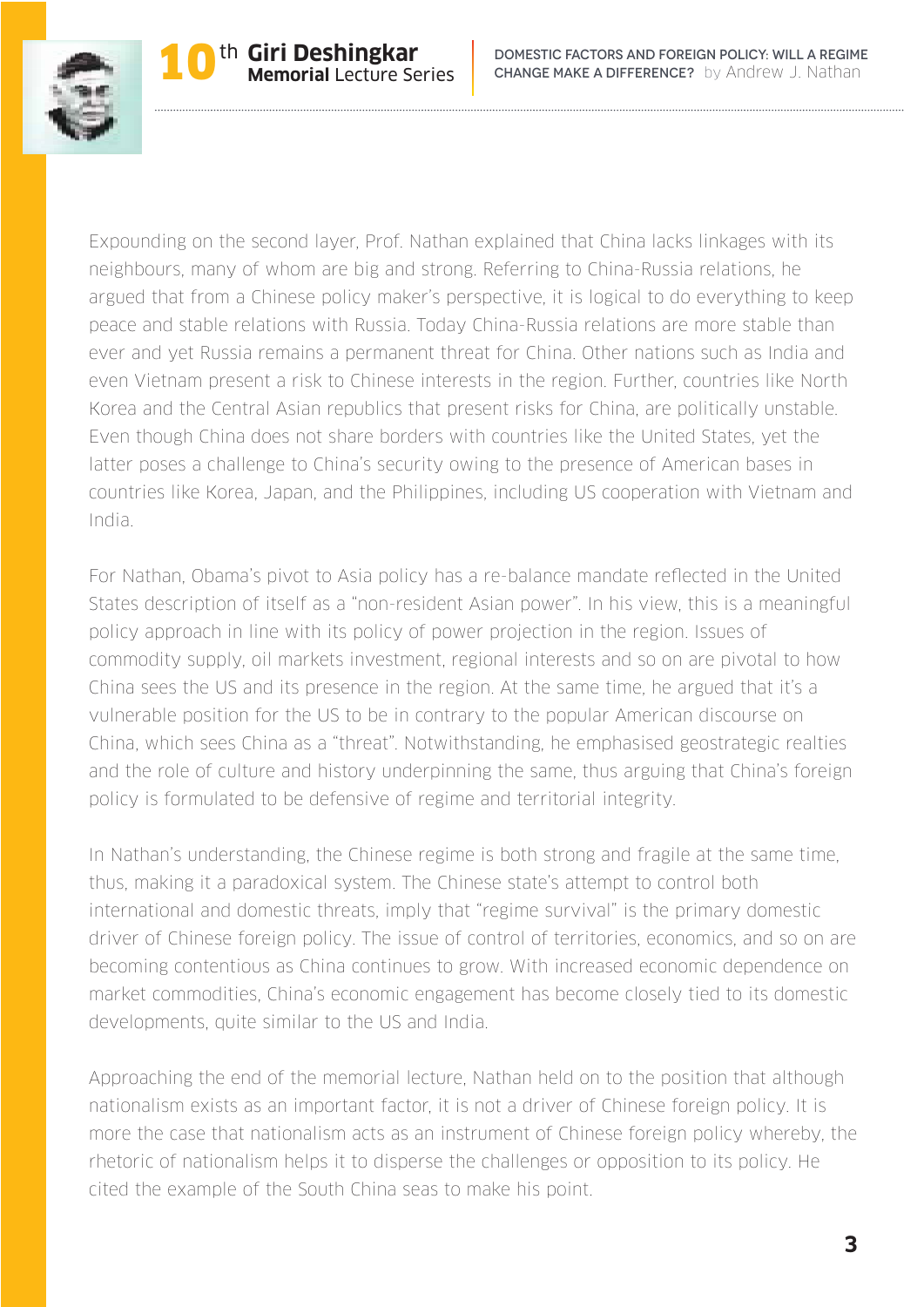Expounding on the second layer, Prof. Nathan explained that China lacks linkages with its neighbours, many of whom are big and strong. Referring to China-Russia relations, he argued that from a Chinese policy maker's perspective, it is logical to do everything to keep peace and stable relations with Russia. Today China-Russia relations are more stable than ever and yet Russia remains a permanent threat for China. Other nations such as India and even Vietnam present a risk to Chinese interests in the region. Further, countries like North Korea and the Central Asian republics that present risks for China, are politically unstable. Even though China does not share borders with countries like the United States, yet the latter poses a challenge to China's security owing to the presence of American bases in countries like Korea, Japan, and the Philippines, including US cooperation with Vietnam and India.

For Nathan, Obama's pivot to Asia policy has a re-balance mandate reflected in the United States description of itself as a "non-resident Asian power". In his view, this is a meaningful policy approach in line with its policy of power projection in the region. Issues of commodity supply, oil markets investment, regional interests and so on are pivotal to how China sees the US and its presence in the region. At the same time, he argued that it's a vulnerable position for the US to be in contrary to the popular American discourse on China, which sees China as a "threat". Notwithstanding, he emphasised geostrategic realties and the role of culture and history underpinning the same, thus arguing that China's foreign policy is formulated to be defensive of regime and territorial integrity.

In Nathan's understanding, the Chinese regime is both strong and fragile at the same time, thus, making it a paradoxical system. The Chinese state's attempt to control both international and domestic threats, imply that "regime survival" is the primary domestic driver of Chinese foreign policy. The issue of control of territories, economics, and so on are becoming contentious as China continues to grow. With increased economic dependence on market commodities, China's economic engagement has become closely tied to its domestic developments, quite similar to the US and India.

Approaching the end of the memorial lecture, Nathan held on to the position that although nationalism exists as an important factor, it is not a driver of Chinese foreign policy. It is more the case that nationalism acts as an instrument of Chinese foreign policy whereby, the rhetoric of nationalism helps it to disperse the challenges or opposition to its policy. He cited the example of the South China seas to make his point.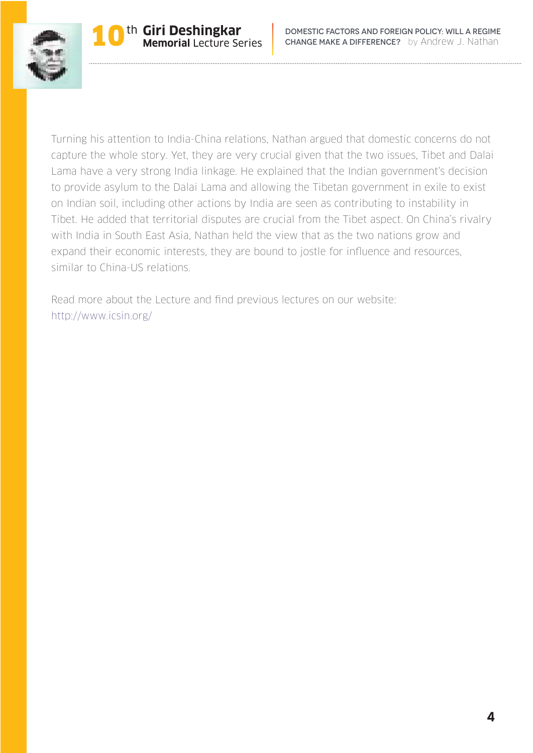Turning his attention to India-China relations, Nathan argued that domestic concerns do not capture the whole story. Yet, they are very crucial given that the two issues, Tibet and Dalai Lama have a very strong India linkage. He explained that the Indian government's decision to provide asylum to the Dalai Lama and allowing the Tibetan government in exile to exist on Indian soil, including other actions by India are seen as contributing to instability in Tibet. He added that territorial disputes are crucial from the Tibet aspect. On China's rivalry with India in South East Asia, Nathan held the view that as the two nations grow and expand their economic interests, they are bound to jostle for influence and resources, similar to China-US relations.

Read more about the Lecture and find previous lectures on our website:
http://www.icsin.org/